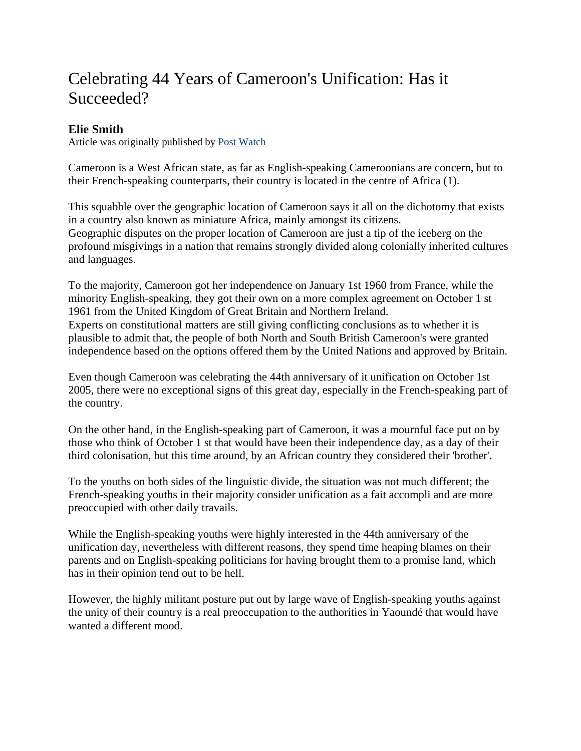# Celebrating 44 Years of Cameroon's Unification: Has it Succeeded?

**Elie Smith**

Article was originally published by Post Watch

Cameroon is a West African state, as far as English-speaking Cameroonians are concern, but to their French-speaking counterparts, their country is located in the centre of Africa (1).

This squabble over the geographic location of Cameroon says it all on the dichotomy that exists in a country also known as miniature Africa, mainly amongst its citizens.
Geographic disputes on the proper location of Cameroon are just a tip of the iceberg on the profound misgivings in a nation that remains strongly divided along colonially inherited cultures and languages.

To the majority, Cameroon got her independence on January 1st 1960 from France, while the minority English-speaking, they got their own on a more complex agreement on October 1 st 1961 from the United Kingdom of Great Britain and Northern Ireland.
Experts on constitutional matters are still giving conflicting conclusions as to whether it is plausible to admit that, the people of both North and South British Cameroon's were granted independence based on the options offered them by the United Nations and approved by Britain.

Even though Cameroon was celebrating the 44th anniversary of it unification on October 1st 2005, there were no exceptional signs of this great day, especially in the French-speaking part of the country.

On the other hand, in the English-speaking part of Cameroon, it was a mournful face put on by those who think of October 1 st that would have been their independence day, as a day of their third colonisation, but this time around, by an African country they considered their 'brother'.

To the youths on both sides of the linguistic divide, the situation was not much different; the French-speaking youths in their majority consider unification as a fait accompli and are more preoccupied with other daily travails.

While the English-speaking youths were highly interested in the 44th anniversary of the unification day, nevertheless with different reasons, they spend time heaping blames on their parents and on English-speaking politicians for having brought them to a promise land, which has in their opinion tend out to be hell.

However, the highly militant posture put out by large wave of English-speaking youths against the unity of their country is a real preoccupation to the authorities in Yaoundé that would have wanted a different mood.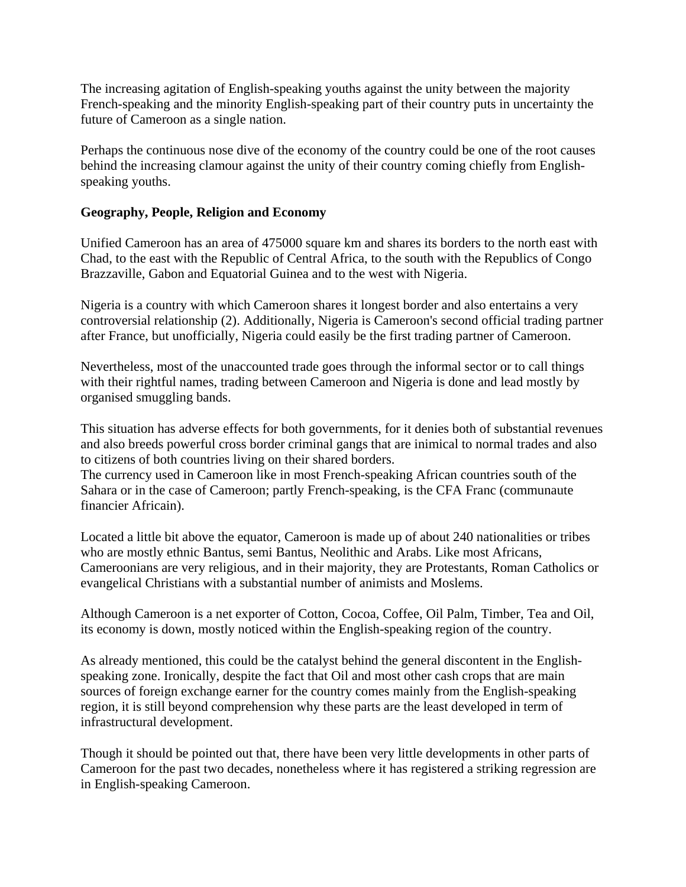The increasing agitation of English-speaking youths against the unity between the majority French-speaking and the minority English-speaking part of their country puts in uncertainty the future of Cameroon as a single nation.

Perhaps the continuous nose dive of the economy of the country could be one of the root causes behind the increasing clamour against the unity of their country coming chiefly from English-speaking youths.

**Geography, People, Religion and Economy**

Unified Cameroon has an area of 475000 square km and shares its borders to the north east with Chad, to the east with the Republic of Central Africa, to the south with the Republics of Congo Brazzaville, Gabon and Equatorial Guinea and to the west with Nigeria.

Nigeria is a country with which Cameroon shares it longest border and also entertains a very controversial relationship (2). Additionally, Nigeria is Cameroon's second official trading partner after France, but unofficially, Nigeria could easily be the first trading partner of Cameroon.

Nevertheless, most of the unaccounted trade goes through the informal sector or to call things with their rightful names, trading between Cameroon and Nigeria is done and lead mostly by organised smuggling bands.

This situation has adverse effects for both governments, for it denies both of substantial revenues and also breeds powerful cross border criminal gangs that are inimical to normal trades and also to citizens of both countries living on their shared borders.
The currency used in Cameroon like in most French-speaking African countries south of the Sahara or in the case of Cameroon; partly French-speaking, is the CFA Franc (communaute financier Africain).

Located a little bit above the equator, Cameroon is made up of about 240 nationalities or tribes who are mostly ethnic Bantus, semi Bantus, Neolithic and Arabs. Like most Africans, Cameroonians are very religious, and in their majority, they are Protestants, Roman Catholics or evangelical Christians with a substantial number of animists and Moslems.

Although Cameroon is a net exporter of Cotton, Cocoa, Coffee, Oil Palm, Timber, Tea and Oil, its economy is down, mostly noticed within the English-speaking region of the country.

As already mentioned, this could be the catalyst behind the general discontent in the English-speaking zone. Ironically, despite the fact that Oil and most other cash crops that are main sources of foreign exchange earner for the country comes mainly from the English-speaking region, it is still beyond comprehension why these parts are the least developed in term of infrastructural development.

Though it should be pointed out that, there have been very little developments in other parts of Cameroon for the past two decades, nonetheless where it has registered a striking regression are in English-speaking Cameroon.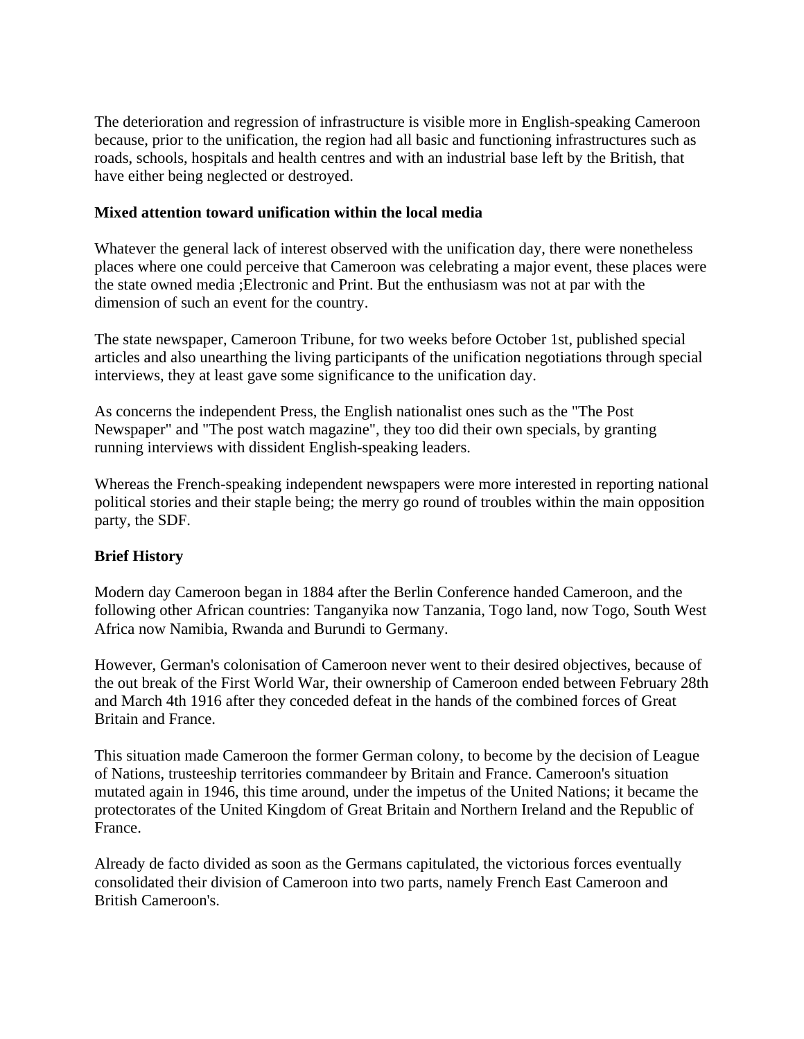The deterioration and regression of infrastructure is visible more in English-speaking Cameroon because, prior to the unification, the region had all basic and functioning infrastructures such as roads, schools, hospitals and health centres and with an industrial base left by the British, that have either being neglected or destroyed.

**Mixed attention toward unification within the local media**

Whatever the general lack of interest observed with the unification day, there were nonetheless places where one could perceive that Cameroon was celebrating a major event, these places were the state owned media ;Electronic and Print. But the enthusiasm was not at par with the dimension of such an event for the country.

The state newspaper, Cameroon Tribune, for two weeks before October 1st, published special articles and also unearthing the living participants of the unification negotiations through special interviews, they at least gave some significance to the unification day.

As concerns the independent Press, the English nationalist ones such as the "The Post Newspaper" and "The post watch magazine", they too did their own specials, by granting running interviews with dissident English-speaking leaders.

Whereas the French-speaking independent newspapers were more interested in reporting national political stories and their staple being; the merry go round of troubles within the main opposition party, the SDF.

**Brief History**

Modern day Cameroon began in 1884 after the Berlin Conference handed Cameroon, and the following other African countries: Tanganyika now Tanzania, Togo land, now Togo, South West Africa now Namibia, Rwanda and Burundi to Germany.

However, German's colonisation of Cameroon never went to their desired objectives, because of the out break of the First World War, their ownership of Cameroon ended between February 28th and March 4th 1916 after they conceded defeat in the hands of the combined forces of Great Britain and France.

This situation made Cameroon the former German colony, to become by the decision of League of Nations, trusteeship territories commandeer by Britain and France. Cameroon's situation mutated again in 1946, this time around, under the impetus of the United Nations; it became the protectorates of the United Kingdom of Great Britain and Northern Ireland and the Republic of France.

Already de facto divided as soon as the Germans capitulated, the victorious forces eventually consolidated their division of Cameroon into two parts, namely French East Cameroon and British Cameroon's.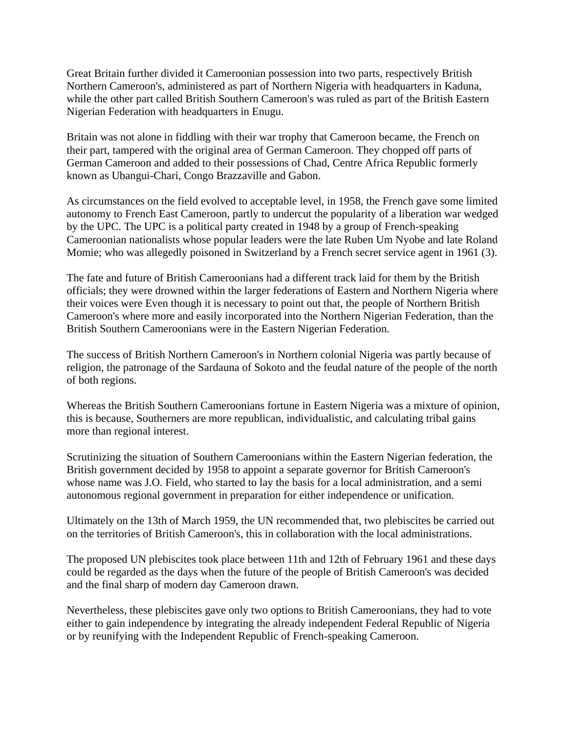Great Britain further divided it Cameroonian possession into two parts, respectively British Northern Cameroon's, administered as part of Northern Nigeria with headquarters in Kaduna, while the other part called British Southern Cameroon's was ruled as part of the British Eastern Nigerian Federation with headquarters in Enugu.

Britain was not alone in fiddling with their war trophy that Cameroon became, the French on their part, tampered with the original area of German Cameroon. They chopped off parts of German Cameroon and added to their possessions of Chad, Centre Africa Republic formerly known as Ubangui-Chari, Congo Brazzaville and Gabon.

As circumstances on the field evolved to acceptable level, in 1958, the French gave some limited autonomy to French East Cameroon, partly to undercut the popularity of a liberation war wedged by the UPC. The UPC is a political party created in 1948 by a group of French-speaking Cameroonian nationalists whose popular leaders were the late Ruben Um Nyobe and late Roland Momie; who was allegedly poisoned in Switzerland by a French secret service agent in 1961 (3).

The fate and future of British Cameroonians had a different track laid for them by the British officials; they were drowned within the larger federations of Eastern and Northern Nigeria where their voices were Even though it is necessary to point out that, the people of Northern British Cameroon's where more and easily incorporated into the Northern Nigerian Federation, than the British Southern Cameroonians were in the Eastern Nigerian Federation.

The success of British Northern Cameroon's in Northern colonial Nigeria was partly because of religion, the patronage of the Sardauna of Sokoto and the feudal nature of the people of the north of both regions.

Whereas the British Southern Cameroonians fortune in Eastern Nigeria was a mixture of opinion, this is because, Southerners are more republican, individualistic, and calculating tribal gains more than regional interest.

Scrutinizing the situation of Southern Cameroonians within the Eastern Nigerian federation, the British government decided by 1958 to appoint a separate governor for British Cameroon's whose name was J.O. Field, who started to lay the basis for a local administration, and a semi autonomous regional government in preparation for either independence or unification.

Ultimately on the 13th of March 1959, the UN recommended that, two plebiscites be carried out on the territories of British Cameroon's, this in collaboration with the local administrations.

The proposed UN plebiscites took place between 11th and 12th of February 1961 and these days could be regarded as the days when the future of the people of British Cameroon's was decided and the final sharp of modern day Cameroon drawn.

Nevertheless, these plebiscites gave only two options to British Cameroonians, they had to vote either to gain independence by integrating the already independent Federal Republic of Nigeria or by reunifying with the Independent Republic of French-speaking Cameroon.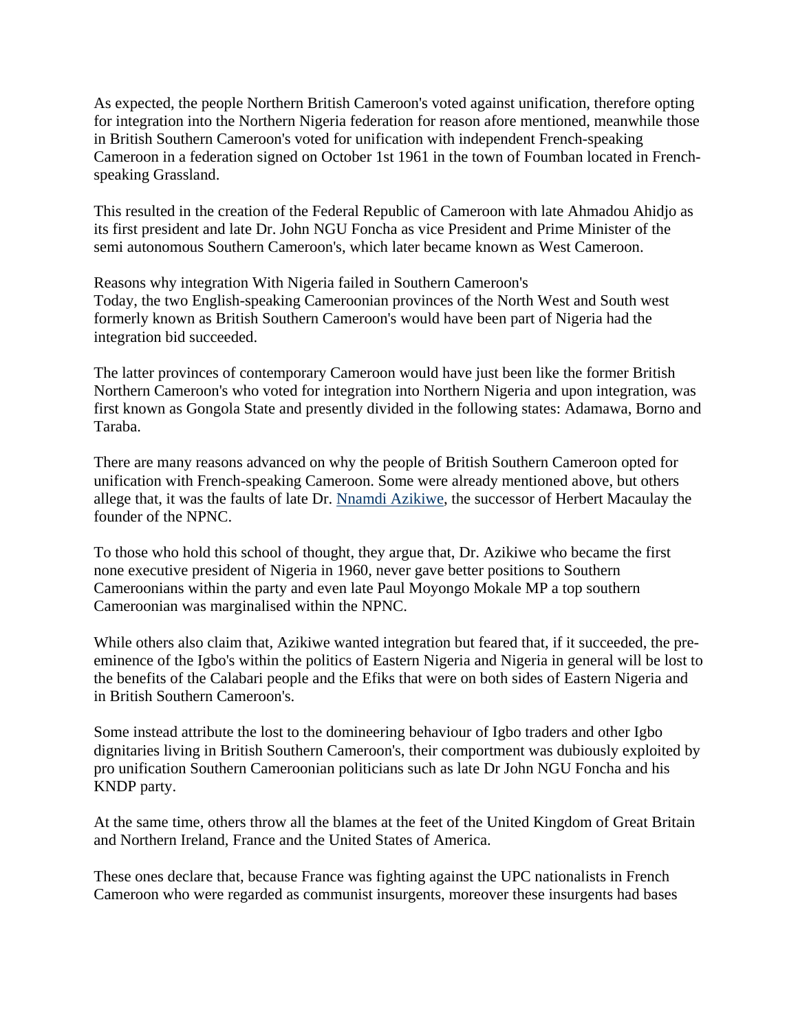As expected, the people Northern British Cameroon's voted against unification, therefore opting for integration into the Northern Nigeria federation for reason afore mentioned, meanwhile those in British Southern Cameroon's voted for unification with independent French-speaking Cameroon in a federation signed on October 1st 1961 in the town of Foumban located in French-speaking Grassland.

This resulted in the creation of the Federal Republic of Cameroon with late Ahmadou Ahidjo as its first president and late Dr. John NGU Foncha as vice President and Prime Minister of the semi autonomous Southern Cameroon's, which later became known as West Cameroon.

Reasons why integration With Nigeria failed in Southern Cameroon's
Today, the two English-speaking Cameroonian provinces of the North West and South west formerly known as British Southern Cameroon's would have been part of Nigeria had the integration bid succeeded.

The latter provinces of contemporary Cameroon would have just been like the former British Northern Cameroon's who voted for integration into Northern Nigeria and upon integration, was first known as Gongola State and presently divided in the following states: Adamawa, Borno and Taraba.

There are many reasons advanced on why the people of British Southern Cameroon opted for unification with French-speaking Cameroon. Some were already mentioned above, but others allege that, it was the faults of late Dr. Nnamdi Azikiwe, the successor of Herbert Macaulay the founder of the NPNC.

To those who hold this school of thought, they argue that, Dr. Azikiwe who became the first none executive president of Nigeria in 1960, never gave better positions to Southern Cameroonians within the party and even late Paul Moyongo Mokale MP a top southern Cameroonian was marginalised within the NPNC.

While others also claim that, Azikiwe wanted integration but feared that, if it succeeded, the pre-eminence of the Igbo's within the politics of Eastern Nigeria and Nigeria in general will be lost to the benefits of the Calabari people and the Efiks that were on both sides of Eastern Nigeria and in British Southern Cameroon's.

Some instead attribute the lost to the domineering behaviour of Igbo traders and other Igbo dignitaries living in British Southern Cameroon's, their comportment was dubiously exploited by pro unification Southern Cameroonian politicians such as late Dr John NGU Foncha and his KNDP party.

At the same time, others throw all the blames at the feet of the United Kingdom of Great Britain and Northern Ireland, France and the United States of America.

These ones declare that, because France was fighting against the UPC nationalists in French Cameroon who were regarded as communist insurgents, moreover these insurgents had bases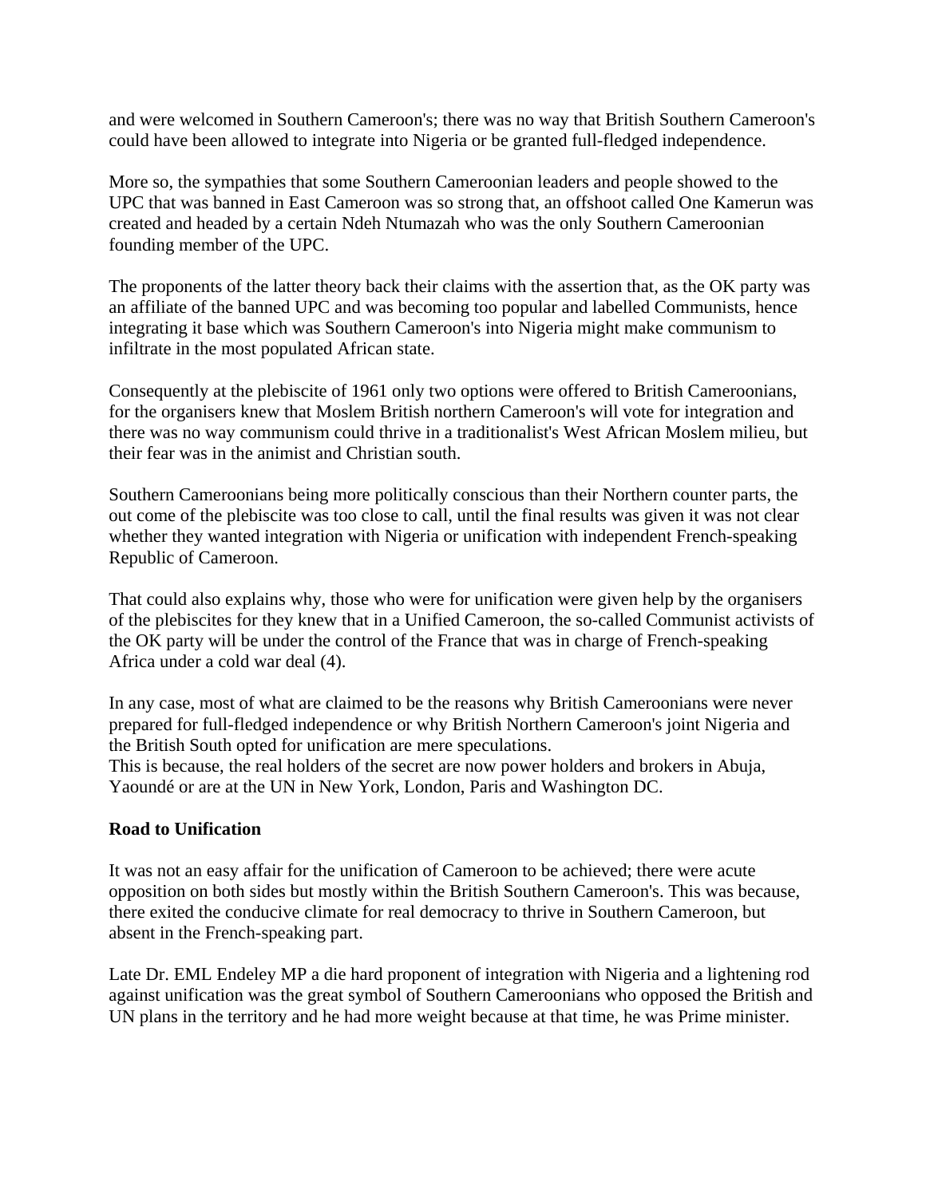and were welcomed in Southern Cameroon's; there was no way that British Southern Cameroon's could have been allowed to integrate into Nigeria or be granted full-fledged independence.

More so, the sympathies that some Southern Cameroonian leaders and people showed to the UPC that was banned in East Cameroon was so strong that, an offshoot called One Kamerun was created and headed by a certain Ndeh Ntumazah who was the only Southern Cameroonian founding member of the UPC.

The proponents of the latter theory back their claims with the assertion that, as the OK party was an affiliate of the banned UPC and was becoming too popular and labelled Communists, hence integrating it base which was Southern Cameroon's into Nigeria might make communism to infiltrate in the most populated African state.

Consequently at the plebiscite of 1961 only two options were offered to British Cameroonians, for the organisers knew that Moslem British northern Cameroon's will vote for integration and there was no way communism could thrive in a traditionalist's West African Moslem milieu, but their fear was in the animist and Christian south.

Southern Cameroonians being more politically conscious than their Northern counter parts, the out come of the plebiscite was too close to call, until the final results was given it was not clear whether they wanted integration with Nigeria or unification with independent French-speaking Republic of Cameroon.

That could also explains why, those who were for unification were given help by the organisers of the plebiscites for they knew that in a Unified Cameroon, the so-called Communist activists of the OK party will be under the control of the France that was in charge of French-speaking Africa under a cold war deal (4).

In any case, most of what are claimed to be the reasons why British Cameroonians were never prepared for full-fledged independence or why British Northern Cameroon's joint Nigeria and the British South opted for unification are mere speculations.
This is because, the real holders of the secret are now power holders and brokers in Abuja, Yaoundé or are at the UN in New York, London, Paris and Washington DC.

**Road to Unification**

It was not an easy affair for the unification of Cameroon to be achieved; there were acute opposition on both sides but mostly within the British Southern Cameroon's. This was because, there exited the conducive climate for real democracy to thrive in Southern Cameroon, but absent in the French-speaking part.

Late Dr. EML Endeley MP a die hard proponent of integration with Nigeria and a lightening rod against unification was the great symbol of Southern Cameroonians who opposed the British and UN plans in the territory and he had more weight because at that time, he was Prime minister.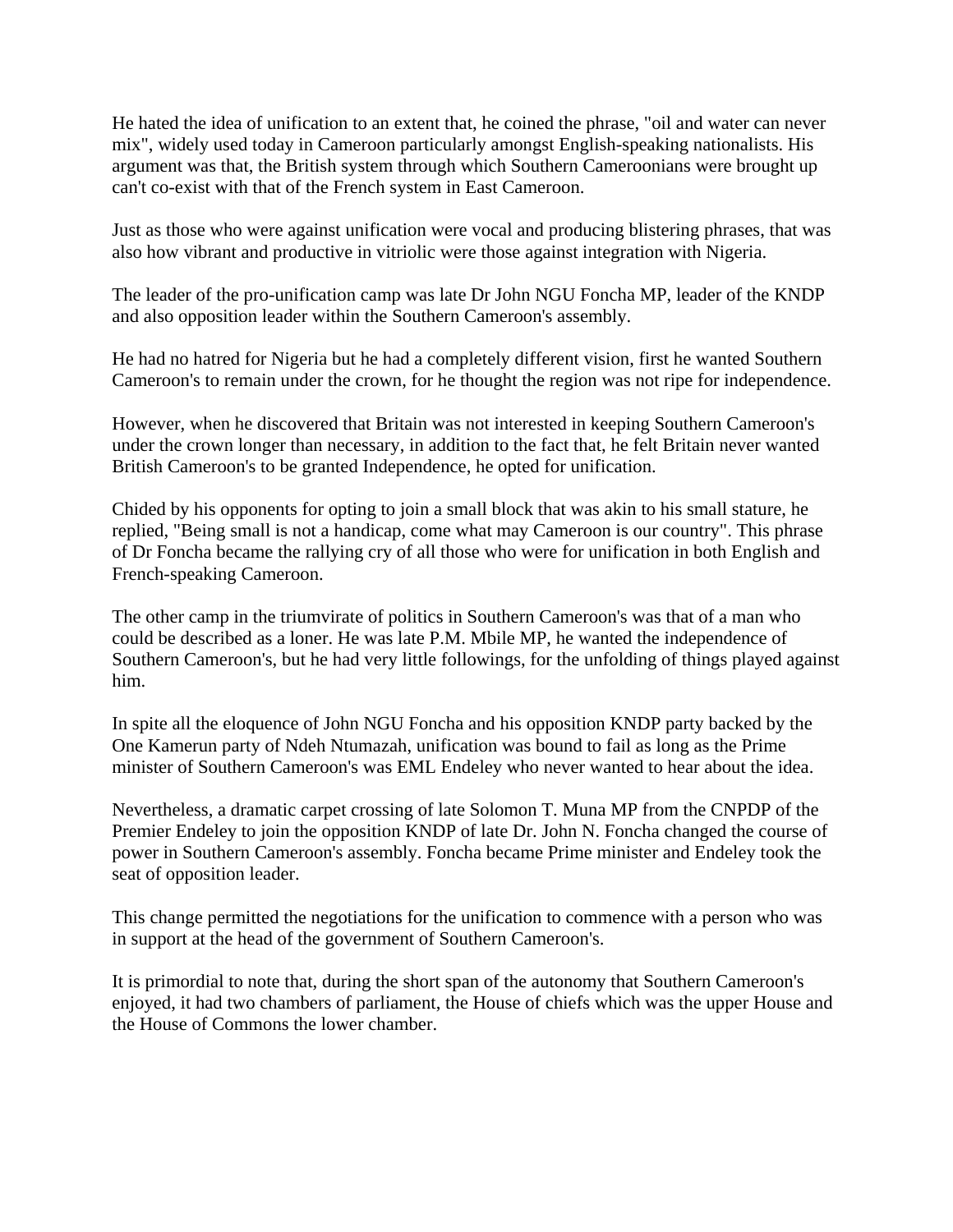He hated the idea of unification to an extent that, he coined the phrase, "oil and water can never mix", widely used today in Cameroon particularly amongst English-speaking nationalists. His argument was that, the British system through which Southern Cameroonians were brought up can't co-exist with that of the French system in East Cameroon.

Just as those who were against unification were vocal and producing blistering phrases, that was also how vibrant and productive in vitriolic were those against integration with Nigeria.

The leader of the pro-unification camp was late Dr John NGU Foncha MP, leader of the KNDP and also opposition leader within the Southern Cameroon's assembly.

He had no hatred for Nigeria but he had a completely different vision, first he wanted Southern Cameroon's to remain under the crown, for he thought the region was not ripe for independence.

However, when he discovered that Britain was not interested in keeping Southern Cameroon's under the crown longer than necessary, in addition to the fact that, he felt Britain never wanted British Cameroon's to be granted Independence, he opted for unification.

Chided by his opponents for opting to join a small block that was akin to his small stature, he replied, "Being small is not a handicap, come what may Cameroon is our country". This phrase of Dr Foncha became the rallying cry of all those who were for unification in both English and French-speaking Cameroon.

The other camp in the triumvirate of politics in Southern Cameroon's was that of a man who could be described as a loner. He was late P.M. Mbile MP, he wanted the independence of Southern Cameroon's, but he had very little followings, for the unfolding of things played against him.

In spite all the eloquence of John NGU Foncha and his opposition KNDP party backed by the One Kamerun party of Ndeh Ntumazah, unification was bound to fail as long as the Prime minister of Southern Cameroon's was EML Endeley who never wanted to hear about the idea.

Nevertheless, a dramatic carpet crossing of late Solomon T. Muna MP from the CNPDP of the Premier Endeley to join the opposition KNDP of late Dr. John N. Foncha changed the course of power in Southern Cameroon's assembly. Foncha became Prime minister and Endeley took the seat of opposition leader.

This change permitted the negotiations for the unification to commence with a person who was in support at the head of the government of Southern Cameroon's.

It is primordial to note that, during the short span of the autonomy that Southern Cameroon's enjoyed, it had two chambers of parliament, the House of chiefs which was the upper House and the House of Commons the lower chamber.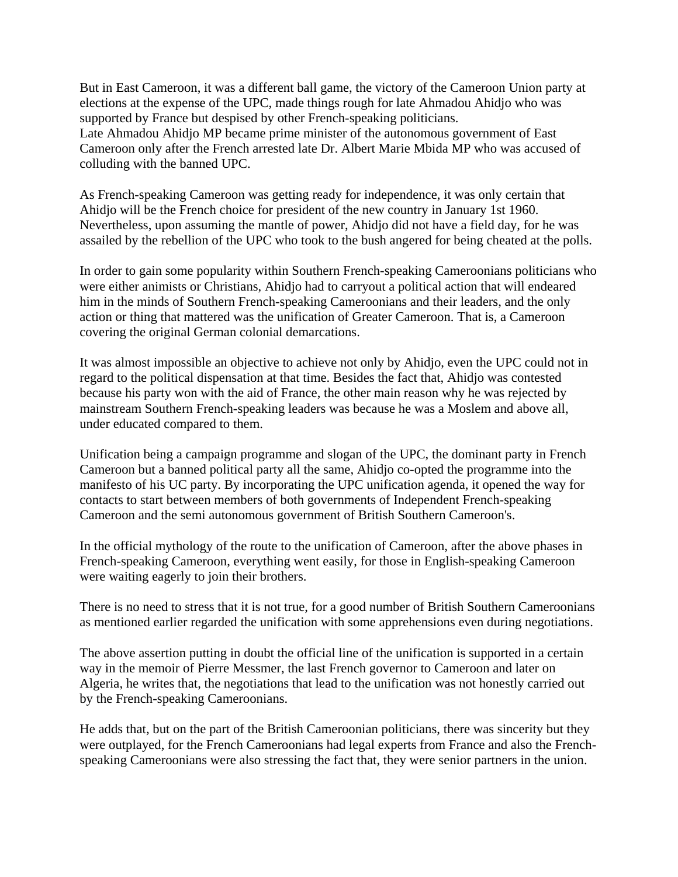But in East Cameroon, it was a different ball game, the victory of the Cameroon Union party at elections at the expense of the UPC, made things rough for late Ahmadou Ahidjo who was supported by France but despised by other French-speaking politicians.
Late Ahmadou Ahidjo MP became prime minister of the autonomous government of East Cameroon only after the French arrested late Dr. Albert Marie Mbida MP who was accused of colluding with the banned UPC.

As French-speaking Cameroon was getting ready for independence, it was only certain that Ahidjo will be the French choice for president of the new country in January 1st 1960. Nevertheless, upon assuming the mantle of power, Ahidjo did not have a field day, for he was assailed by the rebellion of the UPC who took to the bush angered for being cheated at the polls.

In order to gain some popularity within Southern French-speaking Cameroonians politicians who were either animists or Christians, Ahidjo had to carryout a political action that will endeared him in the minds of Southern French-speaking Cameroonians and their leaders, and the only action or thing that mattered was the unification of Greater Cameroon. That is, a Cameroon covering the original German colonial demarcations.

It was almost impossible an objective to achieve not only by Ahidjo, even the UPC could not in regard to the political dispensation at that time. Besides the fact that, Ahidjo was contested because his party won with the aid of France, the other main reason why he was rejected by mainstream Southern French-speaking leaders was because he was a Moslem and above all, under educated compared to them.

Unification being a campaign programme and slogan of the UPC, the dominant party in French Cameroon but a banned political party all the same, Ahidjo co-opted the programme into the manifesto of his UC party. By incorporating the UPC unification agenda, it opened the way for contacts to start between members of both governments of Independent French-speaking Cameroon and the semi autonomous government of British Southern Cameroon's.

In the official mythology of the route to the unification of Cameroon, after the above phases in French-speaking Cameroon, everything went easily, for those in English-speaking Cameroon were waiting eagerly to join their brothers.

There is no need to stress that it is not true, for a good number of British Southern Cameroonians as mentioned earlier regarded the unification with some apprehensions even during negotiations.

The above assertion putting in doubt the official line of the unification is supported in a certain way in the memoir of Pierre Messmer, the last French governor to Cameroon and later on Algeria, he writes that, the negotiations that lead to the unification was not honestly carried out by the French-speaking Cameroonians.

He adds that, but on the part of the British Cameroonian politicians, there was sincerity but they were outplayed, for the French Cameroonians had legal experts from France and also the French-speaking Cameroonians were also stressing the fact that, they were senior partners in the union.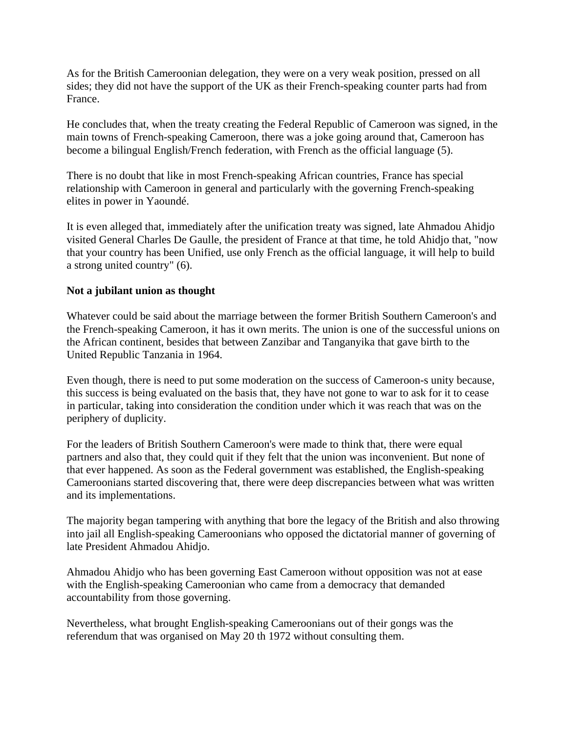As for the British Cameroonian delegation, they were on a very weak position, pressed on all sides; they did not have the support of the UK as their French-speaking counter parts had from France.

He concludes that, when the treaty creating the Federal Republic of Cameroon was signed, in the main towns of French-speaking Cameroon, there was a joke going around that, Cameroon has become a bilingual English/French federation, with French as the official language (5).

There is no doubt that like in most French-speaking African countries, France has special relationship with Cameroon in general and particularly with the governing French-speaking elites in power in Yaoundé.

It is even alleged that, immediately after the unification treaty was signed, late Ahmadou Ahidjo visited General Charles De Gaulle, the president of France at that time, he told Ahidjo that, "now that your country has been Unified, use only French as the official language, it will help to build a strong united country" (6).

**Not a jubilant union as thought**

Whatever could be said about the marriage between the former British Southern Cameroon's and the French-speaking Cameroon, it has it own merits. The union is one of the successful unions on the African continent, besides that between Zanzibar and Tanganyika that gave birth to the United Republic Tanzania in 1964.

Even though, there is need to put some moderation on the success of Cameroon-s unity because, this success is being evaluated on the basis that, they have not gone to war to ask for it to cease in particular, taking into consideration the condition under which it was reach that was on the periphery of duplicity.

For the leaders of British Southern Cameroon's were made to think that, there were equal partners and also that, they could quit if they felt that the union was inconvenient. But none of that ever happened. As soon as the Federal government was established, the English-speaking Cameroonians started discovering that, there were deep discrepancies between what was written and its implementations.

The majority began tampering with anything that bore the legacy of the British and also throwing into jail all English-speaking Cameroonians who opposed the dictatorial manner of governing of late President Ahmadou Ahidjo.

Ahmadou Ahidjo who has been governing East Cameroon without opposition was not at ease with the English-speaking Cameroonian who came from a democracy that demanded accountability from those governing.

Nevertheless, what brought English-speaking Cameroonians out of their gongs was the referendum that was organised on May 20 th 1972 without consulting them.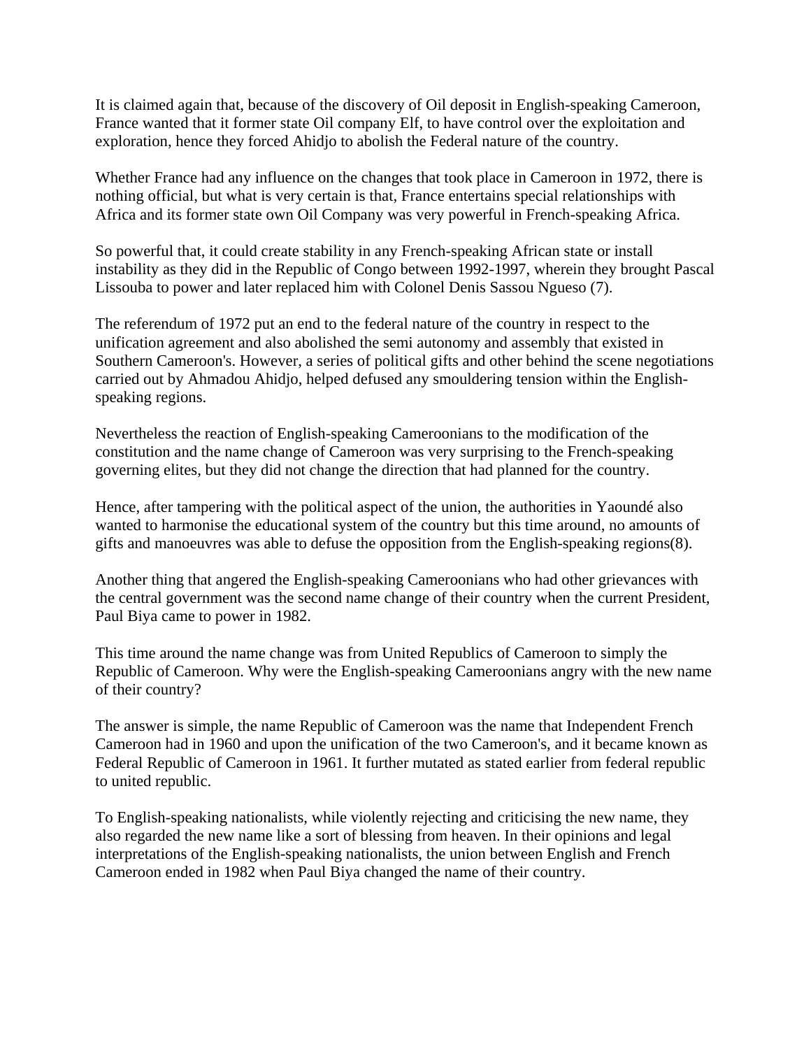It is claimed again that, because of the discovery of Oil deposit in English-speaking Cameroon, France wanted that it former state Oil company Elf, to have control over the exploitation and exploration, hence they forced Ahidjo to abolish the Federal nature of the country.

Whether France had any influence on the changes that took place in Cameroon in 1972, there is nothing official, but what is very certain is that, France entertains special relationships with Africa and its former state own Oil Company was very powerful in French-speaking Africa.

So powerful that, it could create stability in any French-speaking African state or install instability as they did in the Republic of Congo between 1992-1997, wherein they brought Pascal Lissouba to power and later replaced him with Colonel Denis Sassou Ngueso (7).

The referendum of 1972 put an end to the federal nature of the country in respect to the unification agreement and also abolished the semi autonomy and assembly that existed in Southern Cameroon's. However, a series of political gifts and other behind the scene negotiations carried out by Ahmadou Ahidjo, helped defused any smouldering tension within the English-speaking regions.

Nevertheless the reaction of English-speaking Cameroonians to the modification of the constitution and the name change of Cameroon was very surprising to the French-speaking governing elites, but they did not change the direction that had planned for the country.

Hence, after tampering with the political aspect of the union, the authorities in Yaoundé also wanted to harmonise the educational system of the country but this time around, no amounts of gifts and manoeuvres was able to defuse the opposition from the English-speaking regions(8).

Another thing that angered the English-speaking Cameroonians who had other grievances with the central government was the second name change of their country when the current President, Paul Biya came to power in 1982.

This time around the name change was from United Republics of Cameroon to simply the Republic of Cameroon. Why were the English-speaking Cameroonians angry with the new name of their country?

The answer is simple, the name Republic of Cameroon was the name that Independent French Cameroon had in 1960 and upon the unification of the two Cameroon's, and it became known as Federal Republic of Cameroon in 1961. It further mutated as stated earlier from federal republic to united republic.

To English-speaking nationalists, while violently rejecting and criticising the new name, they also regarded the new name like a sort of blessing from heaven. In their opinions and legal interpretations of the English-speaking nationalists, the union between English and French Cameroon ended in 1982 when Paul Biya changed the name of their country.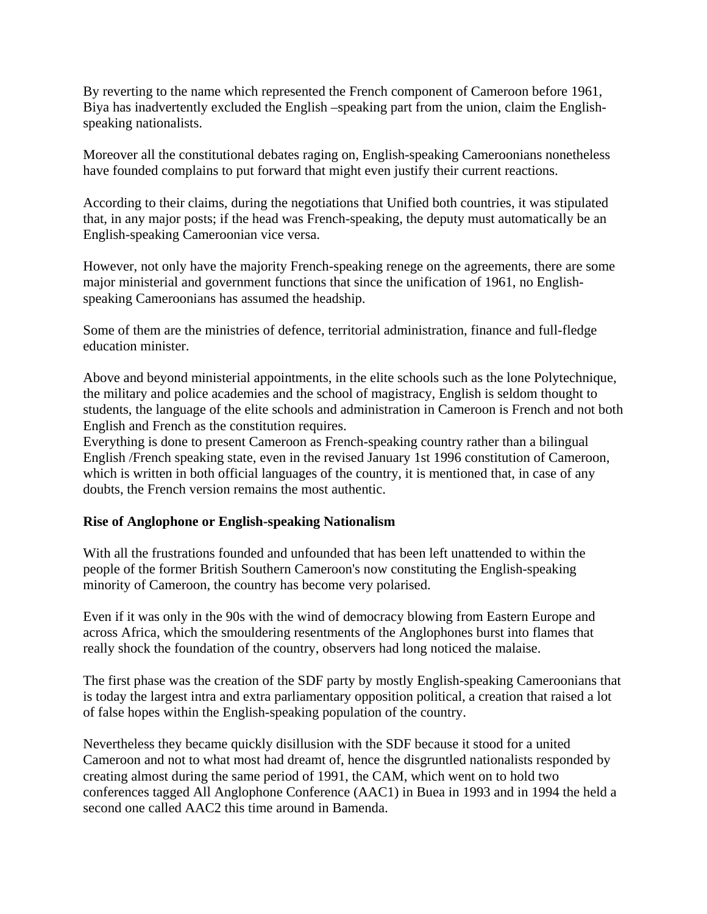By reverting to the name which represented the French component of Cameroon before 1961, Biya has inadvertently excluded the English –speaking part from the union, claim the English-speaking nationalists.

Moreover all the constitutional debates raging on, English-speaking Cameroonians nonetheless have founded complains to put forward that might even justify their current reactions.

According to their claims, during the negotiations that Unified both countries, it was stipulated that, in any major posts; if the head was French-speaking, the deputy must automatically be an English-speaking Cameroonian vice versa.

However, not only have the majority French-speaking renege on the agreements, there are some major ministerial and government functions that since the unification of 1961, no English-speaking Cameroonians has assumed the headship.

Some of them are the ministries of defence, territorial administration, finance and full-fledge education minister.

Above and beyond ministerial appointments, in the elite schools such as the lone Polytechnique, the military and police academies and the school of magistracy, English is seldom thought to students, the language of the elite schools and administration in Cameroon is French and not both English and French as the constitution requires.
Everything is done to present Cameroon as French-speaking country rather than a bilingual English /French speaking state, even in the revised January 1st 1996 constitution of Cameroon, which is written in both official languages of the country, it is mentioned that, in case of any doubts, the French version remains the most authentic.

**Rise of Anglophone or English-speaking Nationalism**

With all the frustrations founded and unfounded that has been left unattended to within the people of the former British Southern Cameroon's now constituting the English-speaking minority of Cameroon, the country has become very polarised.

Even if it was only in the 90s with the wind of democracy blowing from Eastern Europe and across Africa, which the smouldering resentments of the Anglophones burst into flames that really shock the foundation of the country, observers had long noticed the malaise.

The first phase was the creation of the SDF party by mostly English-speaking Cameroonians that is today the largest intra and extra parliamentary opposition political, a creation that raised a lot of false hopes within the English-speaking population of the country.

Nevertheless they became quickly disillusion with the SDF because it stood for a united Cameroon and not to what most had dreamt of, hence the disgruntled nationalists responded by creating almost during the same period of 1991, the CAM, which went on to hold two conferences tagged All Anglophone Conference (AAC1) in Buea in 1993 and in 1994 the held a second one called AAC2 this time around in Bamenda.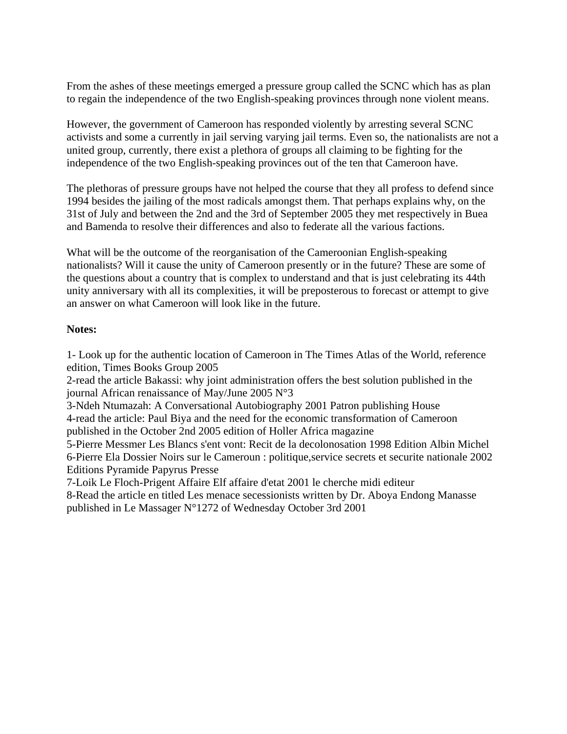From the ashes of these meetings emerged a pressure group called the SCNC which has as plan to regain the independence of the two English-speaking provinces through none violent means.

However, the government of Cameroon has responded violently by arresting several SCNC activists and some a currently in jail serving varying jail terms. Even so, the nationalists are not a united group, currently, there exist a plethora of groups all claiming to be fighting for the independence of the two English-speaking provinces out of the ten that Cameroon have.

The plethoras of pressure groups have not helped the course that they all profess to defend since 1994 besides the jailing of the most radicals amongst them. That perhaps explains why, on the 31st of July and between the 2nd and the 3rd of September 2005 they met respectively in Buea and Bamenda to resolve their differences and also to federate all the various factions.

What will be the outcome of the reorganisation of the Cameroonian English-speaking nationalists? Will it cause the unity of Cameroon presently or in the future? These are some of the questions about a country that is complex to understand and that is just celebrating its 44th unity anniversary with all its complexities, it will be preposterous to forecast or attempt to give an answer on what Cameroon will look like in the future.

**Notes:**

1- Look up for the authentic location of Cameroon in The Times Atlas of the World, reference edition, Times Books Group 2005
2-read the article Bakassi: why joint administration offers the best solution published in the journal African renaissance of May/June 2005 N°3
3-Ndeh Ntumazah: A Conversational Autobiography 2001 Patron publishing House
4-read the article: Paul Biya and the need for the economic transformation of Cameroon published in the October 2nd 2005 edition of Holler Africa magazine
5-Pierre Messmer Les Blancs s'ent vont: Recit de la decolonosation 1998 Edition Albin Michel
6-Pierre Ela Dossier Noirs sur le Cameroun : politique,service secrets et securite nationale 2002 Editions Pyramide Papyrus Presse
7-Loik Le Floch-Prigent Affaire Elf affaire d'etat 2001 le cherche midi editeur
8-Read the article en titled Les menace secessionists written by Dr. Aboya Endong Manasse published in Le Massager N°1272 of Wednesday October 3rd 2001